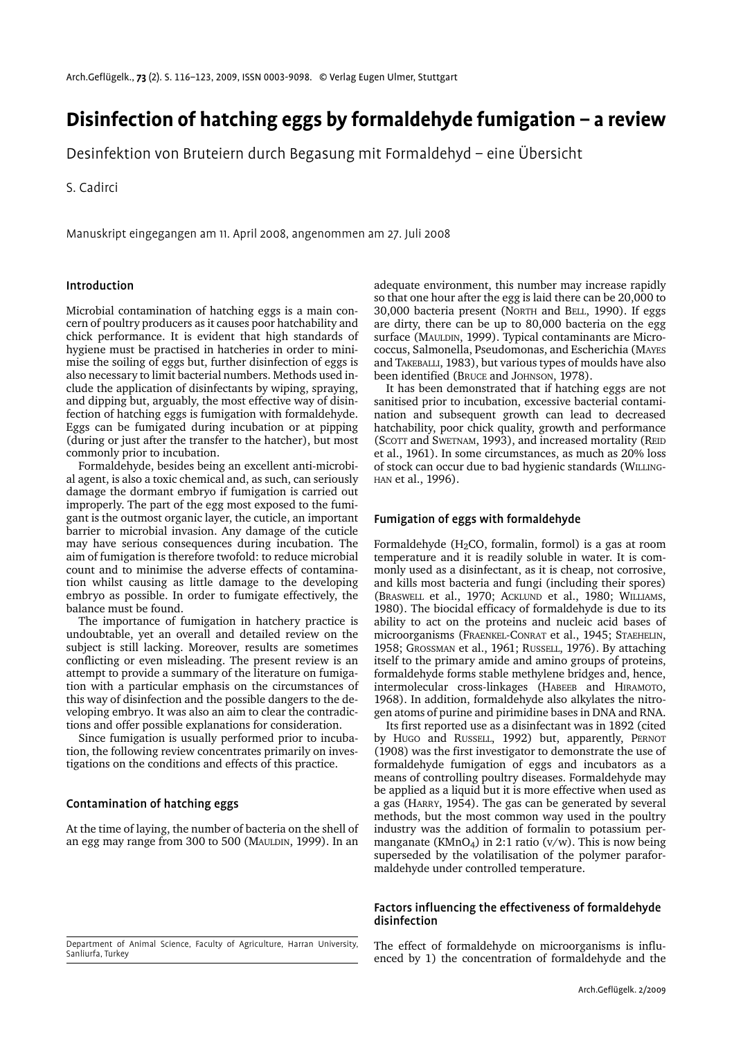# Disinfection of hatching eggs by formaldehyde fumigation – a review

Desinfektion von Bruteiern durch Begasung mit Formaldehyd – eine Übersicht

S. Cadirci

Manuskript eingegangen am 11. April 2008, angenommen am 27. Juli 2008

## Introduction

Microbial contamination of hatching eggs is a main concern of poultry producers as it causes poor hatchability and chick performance. It is evident that high standards of hygiene must be practised in hatcheries in order to minimise the soiling of eggs but, further disinfection of eggs is also necessary to limit bacterial numbers. Methods used include the application of disinfectants by wiping, spraying, and dipping but, arguably, the most effective way of disinfection of hatching eggs is fumigation with formaldehyde. Eggs can be fumigated during incubation or at pipping (during or just after the transfer to the hatcher), but most commonly prior to incubation.

Formaldehyde, besides being an excellent anti-microbial agent, is also a toxic chemical and, as such, can seriously damage the dormant embryo if fumigation is carried out improperly. The part of the egg most exposed to the fumigant is the outmost organic layer, the cuticle, an important barrier to microbial invasion. Any damage of the cuticle may have serious consequences during incubation. The aim of fumigation is therefore twofold: to reduce microbial count and to minimise the adverse effects of contamination whilst causing as little damage to the developing embryo as possible. In order to fumigate effectively, the balance must be found.

The importance of fumigation in hatchery practice is undoubtable, yet an overall and detailed review on the subject is still lacking. Moreover, results are sometimes conflicting or even misleading. The present review is an attempt to provide a summary of the literature on fumigation with a particular emphasis on the circumstances of this way of disinfection and the possible dangers to the developing embryo. It was also an aim to clear the contradictions and offer possible explanations for consideration.

Since fumigation is usually performed prior to incubation, the following review concentrates primarily on investigations on the conditions and effects of this practice.

## Contamination of hatching eggs

At the time of laying, the number of bacteria on the shell of an egg may range from 300 to 500 (Mauldin, 1999). In an adequate environment, this number may increase rapidly so that one hour after the egg is laid there can be 20,000 to 30,000 bacteria present (North and Bell, 1990). If eggs are dirty, there can be up to 80,000 bacteria on the egg surface (Mauldin, 1999). Typical contaminants are Micrococcus, Salmonella, Pseudomonas, and Escherichia (Mayes and Takeballi, 1983), but various types of moulds have also been identified (Bruce and Johnson, 1978).

It has been demonstrated that if hatching eggs are not sanitised prior to incubation, excessive bacterial contamination and subsequent growth can lead to decreased hatchability, poor chick quality, growth and performance (Scott and Swetnam, 1993), and increased mortality (Reid et al., 1961). In some circumstances, as much as 20% loss of stock can occur due to bad hygienic standards (Willingham et al., 1996).

## Fumigation of eggs with formaldehyde

Formaldehyde ($H_2CO$, formalin, formol) is a gas at room temperature and it is readily soluble in water. It is commonly used as a disinfectant, as it is cheap, not corrosive, and kills most bacteria and fungi (including their spores) (Braswell et al., 1970; Acklund et al., 1980; Williams, 1980). The biocidal efficacy of formaldehyde is due to its ability to act on the proteins and nucleic acid bases of microorganisms (Fraenkel-Conrat et al., 1945; Staehelin, 1958; Grossman et al., 1961; Russell, 1976). By attaching itself to the primary amide and amino groups of proteins, formaldehyde forms stable methylene bridges and, hence, intermolecular cross-linkages (Habeeb and Hiramoto, 1968). In addition, formaldehyde also alkylates the nitrogen atoms of purine and pirimidine bases in DNA and RNA.

Its first reported use as a disinfectant was in 1892 (cited by Hugo and Russell, 1992) but, apparently, Pernot (1908) was the first investigator to demonstrate the use of formaldehyde fumigation of eggs and incubators as a means of controlling poultry diseases. Formaldehyde may be applied as a liquid but it is more effective when used as a gas (Harry, 1954). The gas can be generated by several methods, but the most common way used in the poultry industry was the addition of formalin to potassium permanganate ($KMnO_4$) in 2:1 ratio (v/w). This is now being superseded by the volatilisation of the polymer paraformaldehyde under controlled temperature.

## Factors influencing the effectiveness of formaldehyde disinfection

The effect of formaldehyde on microorganisms is influenced by 1) the concentration of formaldehyde and the

Department of Animal Science, Faculty of Agriculture, Harran University, Sanliurfa, Turkey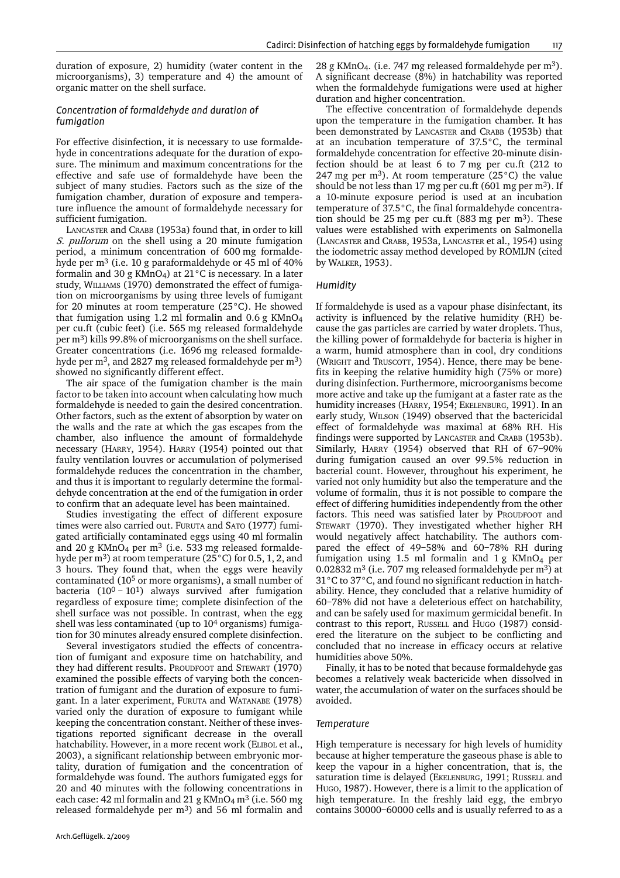duration of exposure, 2) humidity (water content in the microorganisms), 3) temperature and 4) the amount of organic matter on the shell surface.

### *Concentration of formaldehyde and duration of fumigation*

For effective disinfection, it is necessary to use formaldehyde in concentrations adequate for the duration of exposure. The minimum and maximum concentrations for the effective and safe use of formaldehyde have been the subject of many studies. Factors such as the size of the fumigation chamber, duration of exposure and temperature influence the amount of formaldehyde necessary for sufficient fumigation.

LANCASTER and CRABB (1953a) found that, in order to kill *S. pullorum* on the shell using a 20 minute fumigation period, a minimum concentration of 600 mg formaldehyde per $m^3$ (i.e. 10 g paraformaldehyde or 45 ml of 40% formalin and 30 g $KMnO_4$) at 21°C is necessary. In a later study, WILLIAMS (1970) demonstrated the effect of fumigation on microorganisms by using three levels of fumigant for 20 minutes at room temperature (25°C). He showed that fumigation using 1.2 ml formalin and 0.6 g $KMnO_4$ per cu.ft (cubic feet) (i.e. 565 mg released formaldehyde per $m^3$) kills 99.8% of microorganisms on the shell surface. Greater concentrations (i.e. 1696 mg released formaldehyde per $m^3$, and 2827 mg released formaldehyde per $m^3$) showed no significantly different effect.

The air space of the fumigation chamber is the main factor to be taken into account when calculating how much formaldehyde is needed to gain the desired concentration. Other factors, such as the extent of absorption by water on the walls and the rate at which the gas escapes from the chamber, also influence the amount of formaldehyde necessary (HARRY, 1954). HARRY (1954) pointed out that faulty ventilation louvres or accumulation of polymerised formaldehyde reduces the concentration in the chamber, and thus it is important to regularly determine the formaldehyde concentration at the end of the fumigation in order to confirm that an adequate level has been maintained.

Studies investigating the effect of different exposure times were also carried out. FURUTA and SATO (1977) fumigated artificially contaminated eggs using 40 ml formalin and 20 g $KMnO_4$ per $m^3$ (i.e. 533 mg released formaldehyde per $m^3$) at room temperature (25°C) for 0.5, 1, 2, and 3 hours. They found that, when the eggs were heavily contaminated ($10^5$ or more organisms), a small number of bacteria ($10^0 - 10^1$) always survived after fumigation regardless of exposure time; complete disinfection of the shell surface was not possible. In contrast, when the egg shell was less contaminated (up to $10^4$ organisms) fumigation for 30 minutes already ensured complete disinfection.

Several investigators studied the effects of concentration of fumigant and exposure time on hatchability, and they had different results. PROUDFOOT and STEWART (1970) examined the possible effects of varying both the concentration of fumigant and the duration of exposure to fumigant. In a later experiment, FURUTA and WATANABE (1978) varied only the duration of exposure to fumigant while keeping the concentration constant. Neither of these investigations reported significant decrease in the overall hatchability. However, in a more recent work (ELIBOL et al., 2003), a significant relationship between embryonic mortality, duration of fumigation and the concentration of formaldehyde was found. The authors fumigated eggs for 20 and 40 minutes with the following concentrations in each case: 42 ml formalin and 21 g $KMnO_4$ $m^3$ (i.e. 560 mg released formaldehyde per $m^3$) and 56 ml formalin and 28 g $KMnO_4$. (i.e. 747 mg released formaldehyde per $m^3$). A significant decrease (8%) in hatchability was reported when the formaldehyde fumigations were used at higher duration and higher concentration.

The effective concentration of formaldehyde depends upon the temperature in the fumigation chamber. It has been demonstrated by LANCASTER and CRABB (1953b) that at an incubation temperature of 37.5°C, the terminal formaldehyde concentration for effective 20-minute disinfection should be at least 6 to 7 mg per cu.ft (212 to 247 mg per $m^3$). At room temperature (25°C) the value should be not less than 17 mg per cu.ft (601 mg per $m^3$). If a 10-minute exposure period is used at an incubation temperature of 37.5°C, the final formaldehyde concentration should be 25 mg per cu.ft (883 mg per $m^3$). These values were established with experiments on Salmonella (LANCASTER and CRABB, 1953a, LANCASTER et al., 1954) using the iodometric assay method developed by ROMIJN (cited by WALKER, 1953).

### *Humidity*

If formaldehyde is used as a vapour phase disinfectant, its activity is influenced by the relative humidity (RH) because the gas particles are carried by water droplets. Thus, the killing power of formaldehyde for bacteria is higher in a warm, humid atmosphere than in cool, dry conditions (WRIGHT and TRUSCOTT, 1954). Hence, there may be benefits in keeping the relative humidity high (75% or more) during disinfection. Furthermore, microorganisms become more active and take up the fumigant at a faster rate as the humidity increases (HARRY, 1954; EKELENBURG, 1991). In an early study, WILSON (1949) observed that the bactericidal effect of formaldehyde was maximal at 68% RH. His findings were supported by LANCASTER and CRABB (1953b). Similarly, HARRY (1954) observed that RH of 67–90% during fumigation caused an over 99.5% reduction in bacterial count. However, throughout his experiment, he varied not only humidity but also the temperature and the volume of formalin, thus it is not possible to compare the effect of differing humidities independently from the other factors. This need was satisfied later by PROUDFOOT and STEWART (1970). They investigated whether higher RH would negatively affect hatchability. The authors compared the effect of 49–58% and 60–78% RH during fumigation using 1.5 ml formalin and 1 g $KMnO_4$ per 0.02832 $m^3$ (i.e. 707 mg released formaldehyde per $m^3$) at 31°C to 37°C, and found no significant reduction in hatchability. Hence, they concluded that a relative humidity of 60–78% did not have a deleterious effect on hatchability, and can be safely used for maximum germicidal benefit. In contrast to this report, RUSSELL and HUGO (1987) considered the literature on the subject to be conflicting and concluded that no increase in efficacy occurs at relative humidities above 50%.

Finally, it has to be noted that because formaldehyde gas becomes a relatively weak bactericide when dissolved in water, the accumulation of water on the surfaces should be avoided.

### *Temperature*

High temperature is necessary for high levels of humidity because at higher temperature the gaseous phase is able to keep the vapour in a higher concentration, that is, the saturation time is delayed (EKELENBURG, 1991; RUSSELL and HUGO, 1987). However, there is a limit to the application of high temperature. In the freshly laid egg, the embryo contains 30000–60000 cells and is usually referred to as a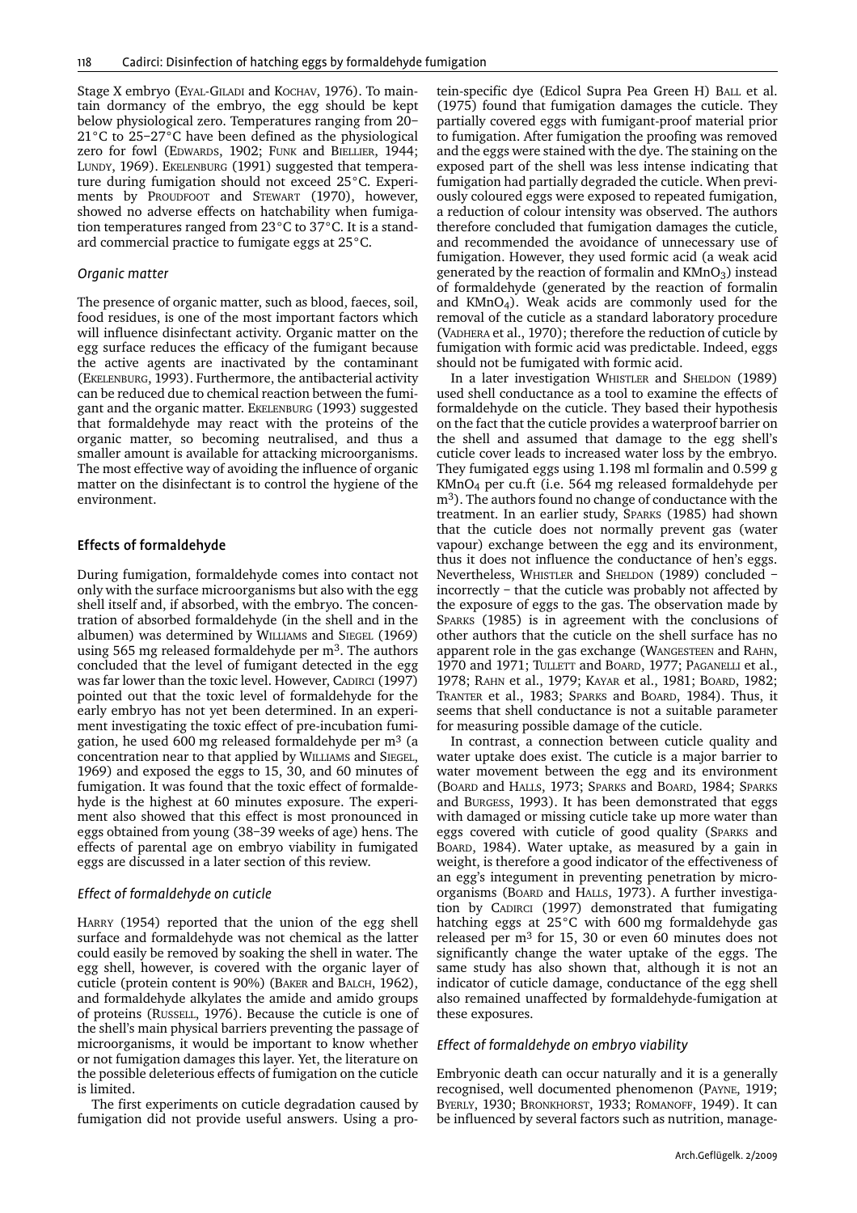Stage X embryo (EYAL-GILADI and KOCHAV, 1976). To maintain dormancy of the embryo, the egg should be kept below physiological zero. Temperatures ranging from 20–21°C to 25–27°C have been defined as the physiological zero for fowl (EDWARDS, 1902; FUNK and BIELLIER, 1944; LUNDY, 1969). EKELENBURG (1991) suggested that temperature during fumigation should not exceed 25°C. Experiments by PROUDFOOT and STEWART (1970), however, showed no adverse effects on hatchability when fumigation temperatures ranged from 23°C to 37°C. It is a standard commercial practice to fumigate eggs at 25°C.

### *Organic matter*

The presence of organic matter, such as blood, faeces, soil, food residues, is one of the most important factors which will influence disinfectant activity. Organic matter on the egg surface reduces the efficacy of the fumigant because the active agents are inactivated by the contaminant (EKELENBURG, 1993). Furthermore, the antibacterial activity can be reduced due to chemical reaction between the fumigant and the organic matter. EKELENBURG (1993) suggested that formaldehyde may react with the proteins of the organic matter, so becoming neutralised, and thus a smaller amount is available for attacking microorganisms. The most effective way of avoiding the influence of organic matter on the disinfectant is to control the hygiene of the environment.

## Effects of formaldehyde

During fumigation, formaldehyde comes into contact not only with the surface microorganisms but also with the egg shell itself and, if absorbed, with the embryo. The concentration of absorbed formaldehyde (in the shell and in the albumen) was determined by WILLIAMS and SIEGEL (1969) using 565 mg released formaldehyde per m$^3$. The authors concluded that the level of fumigant detected in the egg was far lower than the toxic level. However, CADIRCI (1997) pointed out that the toxic level of formaldehyde for the early embryo has not yet been determined. In an experiment investigating the toxic effect of pre-incubation fumigation, he used 600 mg released formaldehyde per m$^3$ (a concentration near to that applied by WILLIAMS and SIEGEL, 1969) and exposed the eggs to 15, 30, and 60 minutes of fumigation. It was found that the toxic effect of formaldehyde is the highest at 60 minutes exposure. The experiment also showed that this effect is most pronounced in eggs obtained from young (38–39 weeks of age) hens. The effects of parental age on embryo viability in fumigated eggs are discussed in a later section of this review.

### *Effect of formaldehyde on cuticle*

HARRY (1954) reported that the union of the egg shell surface and formaldehyde was not chemical as the latter could easily be removed by soaking the shell in water. The egg shell, however, is covered with the organic layer of cuticle (protein content is 90%) (BAKER and BALCH, 1962), and formaldehyde alkylates the amide and amido groups of proteins (RUSSELL, 1976). Because the cuticle is one of the shell's main physical barriers preventing the passage of microorganisms, it would be important to know whether or not fumigation damages this layer. Yet, the literature on the possible deleterious effects of fumigation on the cuticle is limited.

The first experiments on cuticle degradation caused by fumigation did not provide useful answers. Using a protein-specific dye (Edicol Supra Pea Green H) BALL et al. (1975) found that fumigation damages the cuticle. They partially covered eggs with fumigant-proof material prior to fumigation. After fumigation the proofing was removed and the eggs were stained with the dye. The staining on the exposed part of the shell was less intense indicating that fumigation had partially degraded the cuticle. When previously coloured eggs were exposed to repeated fumigation, a reduction of colour intensity was observed. The authors therefore concluded that fumigation damages the cuticle, and recommended the avoidance of unnecessary use of fumigation. However, they used formic acid (a weak acid generated by the reaction of formalin and $KMnO_3$) instead of formaldehyde (generated by the reaction of formalin and $KMnO_4$). Weak acids are commonly used for the removal of the cuticle as a standard laboratory procedure (VADHERA et al., 1970); therefore the reduction of cuticle by fumigation with formic acid was predictable. Indeed, eggs should not be fumigated with formic acid.

In a later investigation WHISTLER and SHELDON (1989) used shell conductance as a tool to examine the effects of formaldehyde on the cuticle. They based their hypothesis on the fact that the cuticle provides a waterproof barrier on the shell and assumed that damage to the egg shell's cuticle cover leads to increased water loss by the embryo. They fumigated eggs using 1.198 ml formalin and 0.599 g $KMnO_4$ per cu.ft (i.e. 564 mg released formaldehyde per m$^3$). The authors found no change of conductance with the treatment. In an earlier study, SPARKS (1985) had shown that the cuticle does not normally prevent gas (water vapour) exchange between the egg and its environment, thus it does not influence the conductance of hen's eggs. Nevertheless, WHISTLER and SHELDON (1989) concluded – incorrectly – that the cuticle was probably not affected by the exposure of eggs to the gas. The observation made by SPARKS (1985) is in agreement with the conclusions of other authors that the cuticle on the shell surface has no apparent role in the gas exchange (WANGESTEEN and RAHN, 1970 and 1971; TULLETT and BOARD, 1977; PAGANELLI et al., 1978; RAHN et al., 1979; KAYAR et al., 1981; BOARD, 1982; TRANTER et al., 1983; SPARKS and BOARD, 1984). Thus, it seems that shell conductance is not a suitable parameter for measuring possible damage of the cuticle.

In contrast, a connection between cuticle quality and water uptake does exist. The cuticle is a major barrier to water movement between the egg and its environment (BOARD and HALLS, 1973; SPARKS and BOARD, 1984; SPARKS and BURGESS, 1993). It has been demonstrated that eggs with damaged or missing cuticle take up more water than eggs covered with cuticle of good quality (SPARKS and BOARD, 1984). Water uptake, as measured by a gain in weight, is therefore a good indicator of the effectiveness of an egg's integument in preventing penetration by microorganisms (BOARD and HALLS, 1973). A further investigation by CADIRCI (1997) demonstrated that fumigating hatching eggs at 25°C with 600 mg formaldehyde gas released per m$^3$ for 15, 30 or even 60 minutes does not significantly change the water uptake of the eggs. The same study has also shown that, although it is not an indicator of cuticle damage, conductance of the egg shell also remained unaffected by formaldehyde-fumigation at these exposures.

### *Effect of formaldehyde on embryo viability*

Embryonic death can occur naturally and it is a generally recognised, well documented phenomenon (PAYNE, 1919; BYERLY, 1930; BRONKHORST, 1933; ROMANOFF, 1949). It can be influenced by several factors such as nutrition, manage-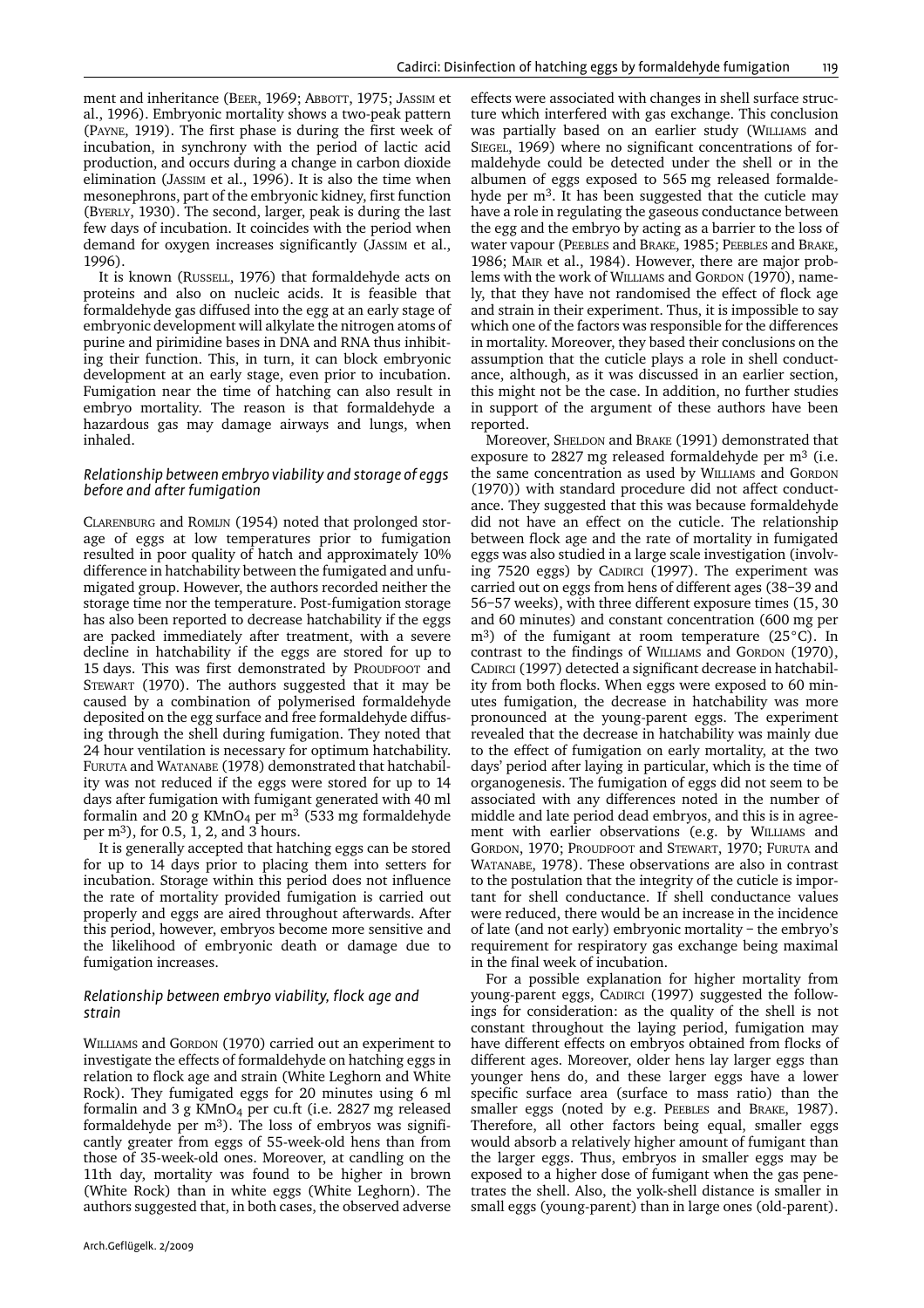ment and inheritance (BEER, 1969; ABBOTT, 1975; JASSIM et al., 1996). Embryonic mortality shows a two-peak pattern (PAYNE, 1919). The first phase is during the first week of incubation, in synchrony with the period of lactic acid production, and occurs during a change in carbon dioxide elimination (JASSIM et al., 1996). It is also the time when mesonephrons, part of the embryonic kidney, first function (BYERLY, 1930). The second, larger, peak is during the last few days of incubation. It coincides with the period when demand for oxygen increases significantly (JASSIM et al., 1996).

It is known (RUSSELL, 1976) that formaldehyde acts on proteins and also on nucleic acids. It is feasible that formaldehyde gas diffused into the egg at an early stage of embryonic development will alkylate the nitrogen atoms of purine and pirimidine bases in DNA and RNA thus inhibiting their function. This, in turn, it can block embryonic development at an early stage, even prior to incubation. Fumigation near the time of hatching can also result in embryo mortality. The reason is that formaldehyde a hazardous gas may damage airways and lungs, when inhaled.

### *Relationship between embryo viability and storage of eggs before and after fumigation*

CLARENBURG and ROMIJN (1954) noted that prolonged storage of eggs at low temperatures prior to fumigation resulted in poor quality of hatch and approximately 10% difference in hatchability between the fumigated and unfumigated group. However, the authors recorded neither the storage time nor the temperature. Post-fumigation storage has also been reported to decrease hatchability if the eggs are packed immediately after treatment, with a severe decline in hatchability if the eggs are stored for up to 15 days. This was first demonstrated by PROUDFOOT and STEWART (1970). The authors suggested that it may be caused by a combination of polymerised formaldehyde deposited on the egg surface and free formaldehyde diffusing through the shell during fumigation. They noted that 24 hour ventilation is necessary for optimum hatchability. FURUTA and WATANABE (1978) demonstrated that hatchability was not reduced if the eggs were stored for up to 14 days after fumigation with fumigant generated with 40 ml formalin and 20 g $KMnO_4$ per $m^3$ (533 mg formaldehyde per $m^3$), for 0.5, 1, 2, and 3 hours.

It is generally accepted that hatching eggs can be stored for up to 14 days prior to placing them into setters for incubation. Storage within this period does not influence the rate of mortality provided fumigation is carried out properly and eggs are aired throughout afterwards. After this period, however, embryos become more sensitive and the likelihood of embryonic death or damage due to fumigation increases.

### *Relationship between embryo viability, flock age and strain*

WILLIAMS and GORDON (1970) carried out an experiment to investigate the effects of formaldehyde on hatching eggs in relation to flock age and strain (White Leghorn and White Rock). They fumigated eggs for 20 minutes using 6 ml formalin and 3 g $KMnO_4$ per cu.ft (i.e. 2827 mg released formaldehyde per $m^3$). The loss of embryos was significantly greater from eggs of 55-week-old hens than from those of 35-week-old ones. Moreover, at candling on the 11th day, mortality was found to be higher in brown (White Rock) than in white eggs (White Leghorn). The authors suggested that, in both cases, the observed adverse effects were associated with changes in shell surface structure which interfered with gas exchange. This conclusion was partially based on an earlier study (WILLIAMS and SIEGEL, 1969) where no significant concentrations of formaldehyde could be detected under the shell or in the albumen of eggs exposed to 565 mg released formaldehyde per $m^3$. It has been suggested that the cuticle may have a role in regulating the gaseous conductance between the egg and the embryo by acting as a barrier to the loss of water vapour (PEEBLES and BRAKE, 1985; PEEBLES and BRAKE, 1986; MAIR et al., 1984). However, there are major problems with the work of WILLIAMS and GORDON (1970), namely, that they have not randomised the effect of flock age and strain in their experiment. Thus, it is impossible to say which one of the factors was responsible for the differences in mortality. Moreover, they based their conclusions on the assumption that the cuticle plays a role in shell conductance, although, as it was discussed in an earlier section, this might not be the case. In addition, no further studies in support of the argument of these authors have been reported.

Moreover, SHELDON and BRAKE (1991) demonstrated that exposure to 2827 mg released formaldehyde per $m^3$ (i.e. the same concentration as used by WILLIAMS and GORDON (1970)) with standard procedure did not affect conductance. They suggested that this was because formaldehyde did not have an effect on the cuticle. The relationship between flock age and the rate of mortality in fumigated eggs was also studied in a large scale investigation (involving 7520 eggs) by CADIRCI (1997). The experiment was carried out on eggs from hens of different ages (38–39 and 56–57 weeks), with three different exposure times (15, 30 and 60 minutes) and constant concentration (600 mg per $m^3$) of the fumigant at room temperature (25°C). In contrast to the findings of WILLIAMS and GORDON (1970), CADIRCI (1997) detected a significant decrease in hatchability from both flocks. When eggs were exposed to 60 minutes fumigation, the decrease in hatchability was more pronounced at the young-parent eggs. The experiment revealed that the decrease in hatchability was mainly due to the effect of fumigation on early mortality, at the two days' period after laying in particular, which is the time of organogenesis. The fumigation of eggs did not seem to be associated with any differences noted in the number of middle and late period dead embryos, and this is in agreement with earlier observations (e.g. by WILLIAMS and GORDON, 1970; PROUDFOOT and STEWART, 1970; FURUTA and WATANABE, 1978). These observations are also in contrast to the postulation that the integrity of the cuticle is important for shell conductance. If shell conductance values were reduced, there would be an increase in the incidence of late (and not early) embryonic mortality – the embryo's requirement for respiratory gas exchange being maximal in the final week of incubation.

For a possible explanation for higher mortality from young-parent eggs, CADIRCI (1997) suggested the followings for consideration: as the quality of the shell is not constant throughout the laying period, fumigation may have different effects on embryos obtained from flocks of different ages. Moreover, older hens lay larger eggs than younger hens do, and these larger eggs have a lower specific surface area (surface to mass ratio) than the smaller eggs (noted by e.g. PEEBLES and BRAKE, 1987). Therefore, all other factors being equal, smaller eggs would absorb a relatively higher amount of fumigant than the larger eggs. Thus, embryos in smaller eggs may be exposed to a higher dose of fumigant when the gas penetrates the shell. Also, the yolk-shell distance is smaller in small eggs (young-parent) than in large ones (old-parent).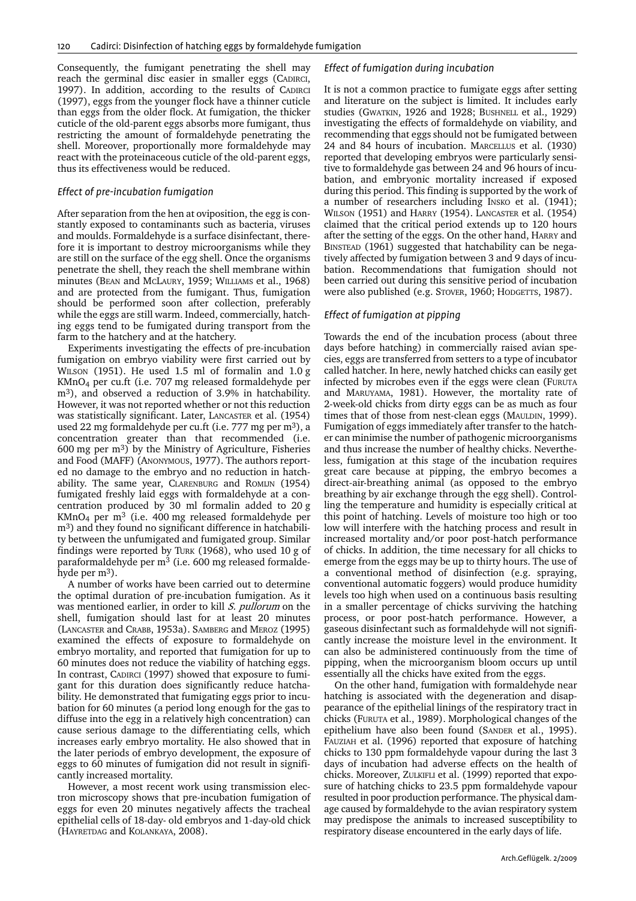Consequently, the fumigant penetrating the shell may reach the germinal disc easier in smaller eggs (CADIRCI, 1997). In addition, according to the results of CADIRCI (1997), eggs from the younger flock have a thinner cuticle than eggs from the older flock. At fumigation, the thicker cuticle of the old-parent eggs absorbs more fumigant, thus restricting the amount of formaldehyde penetrating the shell. Moreover, proportionally more formaldehyde may react with the proteinaceous cuticle of the old-parent eggs, thus its effectiveness would be reduced.

### *Effect of pre-incubation fumigation*

After separation from the hen at oviposition, the egg is constantly exposed to contaminants such as bacteria, viruses and moulds. Formaldehyde is a surface disinfectant, therefore it is important to destroy microorganisms while they are still on the surface of the egg shell. Once the organisms penetrate the shell, they reach the shell membrane within minutes (BEAN and MCLAURY, 1959; WILLIAMS et al., 1968) and are protected from the fumigant. Thus, fumigation should be performed soon after collection, preferably while the eggs are still warm. Indeed, commercially, hatching eggs tend to be fumigated during transport from the farm to the hatchery and at the hatchery.

Experiments investigating the effects of pre-incubation fumigation on embryo viability were first carried out by WILSON (1951). He used 1.5 ml of formalin and 1.0 g $KMnO_4$ per cu.ft (i.e. 707 mg released formaldehyde per $m^3$), and observed a reduction of 3.9% in hatchability. However, it was not reported whether or not this reduction was statistically significant. Later, LANCASTER et al. (1954) used 22 mg formaldehyde per cu.ft (i.e. 777 mg per $m^3$), a concentration greater than that recommended (i.e. 600 mg per $m^3$) by the Ministry of Agriculture, Fisheries and Food (MAFF) (ANONYMOUS, 1977). The authors reported no damage to the embryo and no reduction in hatchability. The same year, CLARENBURG and ROMIJN (1954) fumigated freshly laid eggs with formaldehyde at a concentration produced by 30 ml formalin added to 20 g $KMnO_4$ per $m^3$ (i.e. 400 mg released formaldehyde per $m^3$) and they found no significant difference in hatchability between the unfumigated and fumigated group. Similar findings were reported by TURK (1968), who used 10 g of paraformaldehyde per $m^3$ (i.e. 600 mg released formaldehyde per $m^3$).

A number of works have been carried out to determine the optimal duration of pre-incubation fumigation. As it was mentioned earlier, in order to kill *S. pullorum* on the shell, fumigation should last for at least 20 minutes (LANCASTER and CRABB, 1953a). SAMBERG and MEROZ (1995) examined the effects of exposure to formaldehyde on embryo mortality, and reported that fumigation for up to 60 minutes does not reduce the viability of hatching eggs. In contrast, CADIRCI (1997) showed that exposure to fumigant for this duration does significantly reduce hatchability. He demonstrated that fumigating eggs prior to incubation for 60 minutes (a period long enough for the gas to diffuse into the egg in a relatively high concentration) can cause serious damage to the differentiating cells, which increases early embryo mortality. He also showed that in the later periods of embryo development, the exposure of eggs to 60 minutes of fumigation did not result in significantly increased mortality.

However, a most recent work using transmission electron microscopy shows that pre-incubation fumigation of eggs for even 20 minutes negatively affects the tracheal epithelial cells of 18-day- old embryos and 1-day-old chick (HAYRETDAG and KOLANKAYA, 2008).

### *Effect of fumigation during incubation*

It is not a common practice to fumigate eggs after setting and literature on the subject is limited. It includes early studies (GWATKIN, 1926 and 1928; BUSHNELL et al., 1929) investigating the effects of formaldehyde on viability, and recommending that eggs should not be fumigated between 24 and 84 hours of incubation. MARCELLUS et al. (1930) reported that developing embryos were particularly sensitive to formaldehyde gas between 24 and 96 hours of incubation, and embryonic mortality increased if exposed during this period. This finding is supported by the work of a number of researchers including INSKO et al. (1941); WILSON (1951) and HARRY (1954). LANCASTER et al. (1954) claimed that the critical period extends up to 120 hours after the setting of the eggs. On the other hand, HARRY and BINSTEAD (1961) suggested that hatchability can be negatively affected by fumigation between 3 and 9 days of incubation. Recommendations that fumigation should not been carried out during this sensitive period of incubation were also published (e.g. STOVER, 1960; HODGETTS, 1987).

### *Effect of fumigation at pipping*

Towards the end of the incubation process (about three days before hatching) in commercially raised avian species, eggs are transferred from setters to a type of incubator called hatcher. In here, newly hatched chicks can easily get infected by microbes even if the eggs were clean (FURUTA and MARUYAMA, 1981). However, the mortality rate of 2-week-old chicks from dirty eggs can be as much as four times that of those from nest-clean eggs (MAULDIN, 1999). Fumigation of eggs immediately after transfer to the hatcher can minimise the number of pathogenic microorganisms and thus increase the number of healthy chicks. Nevertheless, fumigation at this stage of the incubation requires great care because at pipping, the embryo becomes a direct-air-breathing animal (as opposed to the embryo breathing by air exchange through the egg shell). Controlling the temperature and humidity is especially critical at this point of hatching. Levels of moisture too high or too low will interfere with the hatching process and result in increased mortality and/or poor post-hatch performance of chicks. In addition, the time necessary for all chicks to emerge from the eggs may be up to thirty hours. The use of a conventional method of disinfection (e.g. spraying, conventional automatic foggers) would produce humidity levels too high when used on a continuous basis resulting in a smaller percentage of chicks surviving the hatching process, or poor post-hatch performance. However, a gaseous disinfectant such as formaldehyde will not significantly increase the moisture level in the environment. It can also be administered continuously from the time of pipping, when the microorganism bloom occurs up until essentially all the chicks have exited from the eggs.

On the other hand, fumigation with formaldehyde near hatching is associated with the degeneration and disappearance of the epithelial linings of the respiratory tract in chicks (FURUTA et al., 1989). Morphological changes of the epithelium have also been found (SANDER et al., 1995). FAUZIAH et al. (1996) reported that exposure of hatching chicks to 130 ppm formaldehyde vapour during the last 3 days of incubation had adverse effects on the health of chicks. Moreover, ZULKIFLI et al. (1999) reported that exposure of hatching chicks to 23.5 ppm formaldehyde vapour resulted in poor production performance. The physical damage caused by formaldehyde to the avian respiratory system may predispose the animals to increased susceptibility to respiratory disease encountered in the early days of life.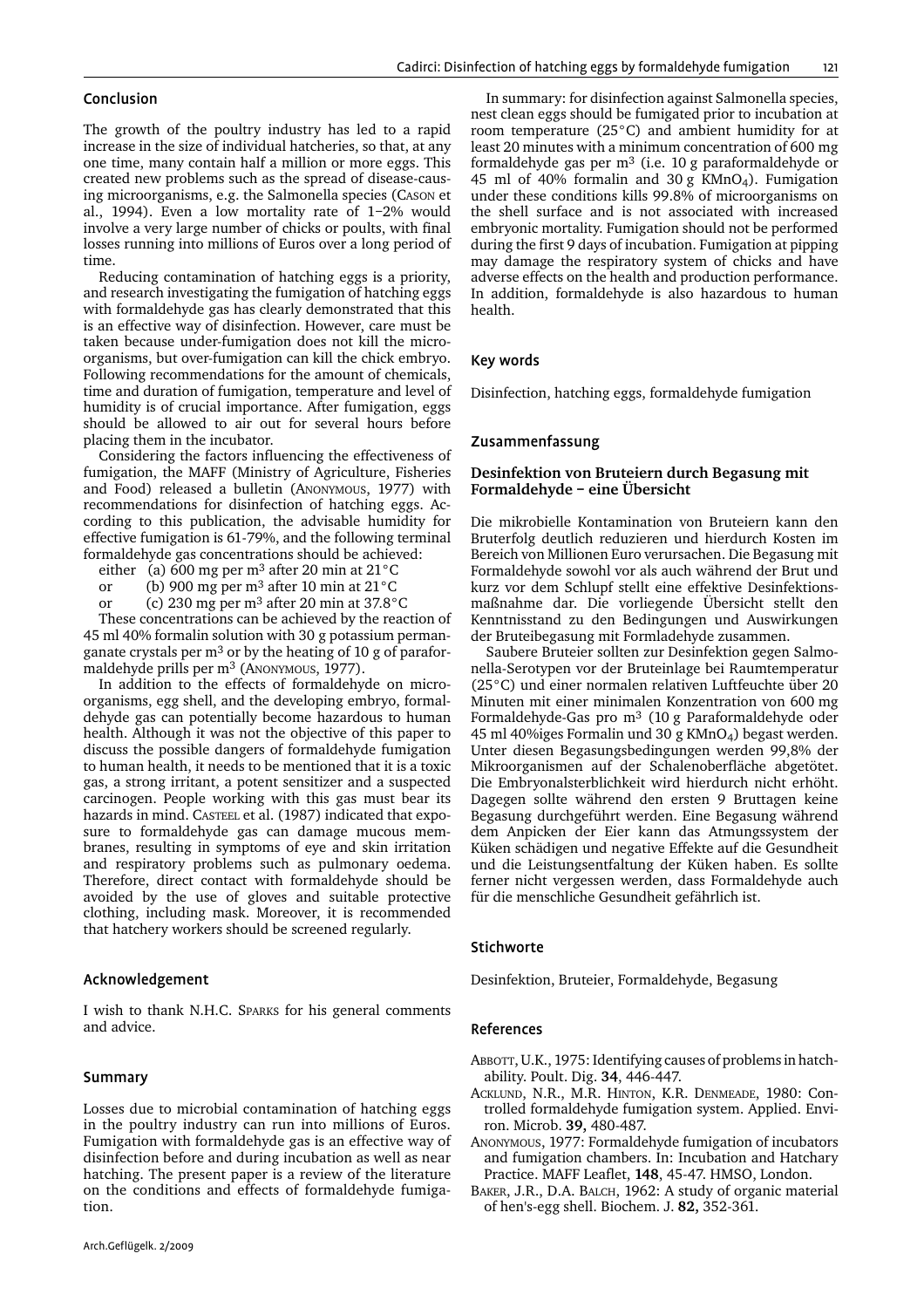## Conclusion

The growth of the poultry industry has led to a rapid increase in the size of individual hatcheries, so that, at any one time, many contain half a million or more eggs. This created new problems such as the spread of disease-causing microorganisms, e.g. the Salmonella species (Cason et al., 1994). Even a low mortality rate of 1–2% would involve a very large number of chicks or poults, with final losses running into millions of Euros over a long period of time.

Reducing contamination of hatching eggs is a priority, and research investigating the fumigation of hatching eggs with formaldehyde gas has clearly demonstrated that this is an effective way of disinfection. However, care must be taken because under-fumigation does not kill the microorganisms, but over-fumigation can kill the chick embryo. Following recommendations for the amount of chemicals, time and duration of fumigation, temperature and level of humidity is of crucial importance. After fumigation, eggs should be allowed to air out for several hours before placing them in the incubator.

Considering the factors influencing the effectiveness of fumigation, the MAFF (Ministry of Agriculture, Fisheries and Food) released a bulletin (Anonymous, 1977) with recommendations for disinfection of hatching eggs. According to this publication, the advisable humidity for effective fumigation is 61-79%, and the following terminal formaldehyde gas concentrations should be achieved:

either (a) 600 mg per $m^3$ after 20 min at 21°C
or (b) 900 mg per $m^3$ after 10 min at 21°C
or (c) 230 mg per $m^3$ after 20 min at 37.8°C

These concentrations can be achieved by the reaction of 45 ml 40% formalin solution with 30 g potassium permanganate crystals per $m^3$ or by the heating of 10 g of paraformaldehyde prills per $m^3$ (Anonymous, 1977).

In addition to the effects of formaldehyde on microorganisms, egg shell, and the developing embryo, formaldehyde gas can potentially become hazardous to human health. Although it was not the objective of this paper to discuss the possible dangers of formaldehyde fumigation to human health, it needs to be mentioned that it is a toxic gas, a strong irritant, a potent sensitizer and a suspected carcinogen. People working with this gas must bear its hazards in mind. Casteel et al. (1987) indicated that exposure to formaldehyde gas can damage mucous membranes, resulting in symptoms of eye and skin irritation and respiratory problems such as pulmonary oedema. Therefore, direct contact with formaldehyde should be avoided by the use of gloves and suitable protective clothing, including mask. Moreover, it is recommended that hatchery workers should be screened regularly.

## Acknowledgement

I wish to thank N.H.C. Sparks for his general comments and advice.

## Summary

Losses due to microbial contamination of hatching eggs in the poultry industry can run into millions of Euros. Fumigation with formaldehyde gas is an effective way of disinfection before and during incubation as well as near hatching. The present paper is a review of the literature on the conditions and effects of formaldehyde fumigation.

In summary: for disinfection against Salmonella species, nest clean eggs should be fumigated prior to incubation at room temperature (25°C) and ambient humidity for at least 20 minutes with a minimum concentration of 600 mg formaldehyde gas per $m^3$ (i.e. 10 g paraformaldehyde or 45 ml of 40% formalin and 30 g $KMnO_4$). Fumigation under these conditions kills 99.8% of microorganisms on the shell surface and is not associated with increased embryonic mortality. Fumigation should not be performed during the first 9 days of incubation. Fumigation at pipping may damage the respiratory system of chicks and have adverse effects on the health and production performance. In addition, formaldehyde is also hazardous to human health.

## Key words

Disinfection, hatching eggs, formaldehyde fumigation

## Zusammenfassung

### Desinfektion von Bruteiern durch Begasung mit Formaldehyde – eine Übersicht

Die mikrobielle Kontamination von Bruteiern kann den Bruterfolg deutlich reduzieren und hierdurch Kosten im Bereich von Millionen Euro verursachen. Die Begasung mit Formaldehyde sowohl vor als auch während der Brut und kurz vor dem Schlupf stellt eine effektive Desinfektionsmaßnahme dar. Die vorliegende Übersicht stellt den Kenntnisstand zu den Bedingungen und Auswirkungen der Bruteibegasung mit Formladehyde zusammen.

Saubere Bruteier sollten zur Desinfektion gegen Salmonella-Serotypen vor der Bruteinlage bei Raumtemperatur (25°C) und einer normalen relativen Luftfeuchte über 20 Minuten mit einer minimalen Konzentration von 600 mg Formaldehyde-Gas pro $m^3$ (10 g Paraformaldehyde oder 45 ml 40%iges Formalin und 30 g $KMnO_4$) begast werden. Unter diesen Begasungsbedingungen werden 99,8% der Mikroorganismen auf der Schalenoberfläche abgetötet. Die Embryonalsterblichkeit wird hierdurch nicht erhöht. Dagegen sollte während den ersten 9 Bruttagen keine Begasung durchgeführt werden. Eine Begasung während dem Anpicken der Eier kann das Atmungssystem der Küken schädigen und negative Effekte auf die Gesundheit und die Leistungsentfaltung der Küken haben. Es sollte ferner nicht vergessen werden, dass Formaldehyde auch für die menschliche Gesundheit gefährlich ist.

## Stichworte

Desinfektion, Bruteier, Formaldehyde, Begasung

## References

Abbott, U.K., 1975: Identifying causes of problems in hatchability. Poult. Dig. **34**, 446-447.

Acklund, N.R., M.R. Hinton, K.R. Denmeade, 1980: Controlled formaldehyde fumigation system. Applied. Environ. Microb. **39**, 480-487.

Anonymous, 1977: Formaldehyde fumigation of incubators and fumigation chambers. In: Incubation and Hatchary Practice. MAFF Leaflet, **148**, 45-47. HMSO, London.

Baker, J.R., D.A. Balch, 1962: A study of organic material of hen's-egg shell. Biochem. J. **82,** 352-361.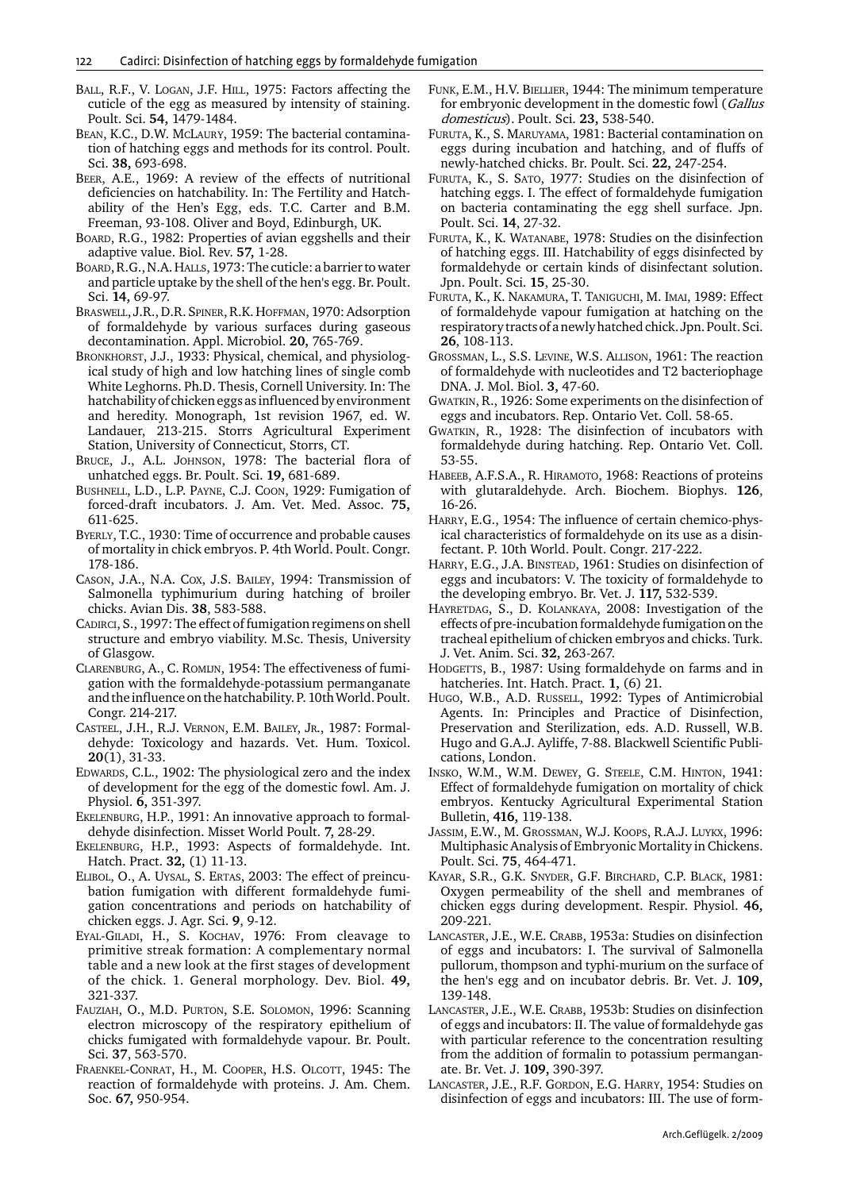Ball, R.F., V. Logan, J.F. Hill, 1975: Factors affecting the cuticle of the egg as measured by intensity of staining. Poult. Sci. **54,** 1479-1484.

Bean, K.C., D.W. McLaury, 1959: The bacterial contamination of hatching eggs and methods for its control. Poult. Sci. **38,** 693-698.

Beer, A.E., 1969: A review of the effects of nutritional deficiencies on hatchability. In: The Fertility and Hatchability of the Hen's Egg, eds. T.C. Carter and B.M. Freeman, 93-108. Oliver and Boyd, Edinburgh, UK.

Board, R.G., 1982: Properties of avian eggshells and their adaptive value. Biol. Rev. **57,** 1-28.

Board, R.G., N.A. Halls, 1973: The cuticle: a barrier to water and particle uptake by the shell of the hen's egg. Br. Poult. Sci. **14,** 69-97.

Braswell, J.R., D.R. Spiner, R.K. Hoffman, 1970: Adsorption of formaldehyde by various surfaces during gaseous decontamination. Appl. Microbiol. **20,** 765-769.

Bronkhorst, J.J., 1933: Physical, chemical, and physiological study of high and low hatching lines of single comb White Leghorns. Ph.D. Thesis, Cornell University. In: The hatchability of chicken eggs as influenced by environment and heredity. Monograph, 1st revision 1967, ed. W. Landauer, 213-215. Storrs Agricultural Experiment Station, University of Connecticut, Storrs, CT.

Bruce, J., A.L. Johnson, 1978: The bacterial flora of unhatched eggs. Br. Poult. Sci. **19,** 681-689.

Bushnell, L.D., L.P. Payne, C.J. Coon, 1929: Fumigation of forced-draft incubators. J. Am. Vet. Med. Assoc. **75,** 611-625.

Byerly, T.C., 1930: Time of occurrence and probable causes of mortality in chick embryos. P. 4th World. Poult. Congr. 178-186.

Cason, J.A., N.A. Cox, J.S. Bailey, 1994: Transmission of Salmonella typhimurium during hatching of broiler chicks. Avian Dis. **38**, 583-588.

Cadirci, S., 1997: The effect of fumigation regimens on shell structure and embryo viability. M.Sc. Thesis, University of Glasgow.

Clarenburg, A., C. Romijn, 1954: The effectiveness of fumigation with the formaldehyde-potassium permanganate and the influence on the hatchability. P. 10th World. Poult. Congr. 214-217.

Casteel, J.H., R.J. Vernon, E.M. Bailey, Jr., 1987: Formaldehyde: Toxicology and hazards. Vet. Hum. Toxicol. **20**(1), 31-33.

Edwards, C.L., 1902: The physiological zero and the index of development for the egg of the domestic fowl. Am. J. Physiol. **6,** 351-397.

Ekelenburg, H.P., 1991: An innovative approach to formaldehyde disinfection. Misset World Poult. **7,** 28-29.

Ekelenburg, H.P., 1993: Aspects of formaldehyde. Int. Hatch. Pract. **32,** (1) 11-13.

Elibol, O., A. Uysal, S. Ertas, 2003: The effect of preincubation fumigation with different formaldehyde fumigation concentrations and periods on hatchability of chicken eggs. J. Agr. Sci. **9**, 9-12.

Eyal-Giladi, H., S. Kochav, 1976: From cleavage to primitive streak formation: A complementary normal table and a new look at the first stages of development of the chick. 1. General morphology. Dev. Biol. **49**, 321-337.

Fauziah, O., M.D. Purton, S.E. Solomon, 1996: Scanning electron microscopy of the respiratory epithelium of chicks fumigated with formaldehyde vapour. Br. Poult. Sci. **37**, 563-570.

Fraenkel-Conrat, H., M. Cooper, H.S. Olcott, 1945: The reaction of formaldehyde with proteins. J. Am. Chem. Soc. **67,** 950-954.

Funk, E.M., H.V. Biellier, 1944: The minimum temperature for embryonic development in the domestic fowl (*Gallus domesticus*). Poult. Sci. **23**, 538-540.

Furuta, K., S. Maruyama, 1981: Bacterial contamination on eggs during incubation and hatching, and of fluffs of newly-hatched chicks. Br. Poult. Sci. **22,** 247-254.

Furuta, K., S. Sato, 1977: Studies on the disinfection of hatching eggs. I. The effect of formaldehyde fumigation on bacteria contaminating the egg shell surface. Jpn. Poult. Sci. **14**, 27-32.

Furuta, K., K. Watanabe, 1978: Studies on the disinfection of hatching eggs. III. Hatchability of eggs disinfected by formaldehyde or certain kinds of disinfectant solution. Jpn. Poult. Sci. **15**, 25-30.

Furuta, K., K. Nakamura, T. Taniguchi, M. Imai, 1989: Effect of formaldehyde vapour fumigation at hatching on the respiratory tracts of a newly hatched chick. Jpn. Poult. Sci. **26**, 108-113.

Grossman, L., S.S. Levine, W.S. Allison, 1961: The reaction of formaldehyde with nucleotides and T2 bacteriophage DNA. J. Mol. Biol. **3,** 47-60.

Gwatkin, R., 1926: Some experiments on the disinfection of eggs and incubators. Rep. Ontario Vet. Coll. 58-65.

Gwatkin, R., 1928: The disinfection of incubators with formaldehyde during hatching. Rep. Ontario Vet. Coll. 53-55.

Habeeb, A.F.S.A., R. Hiramoto, 1968: Reactions of proteins with glutaraldehyde. Arch. Biochem. Biophys. **126**, 16-26.

Harry, E.G., 1954: The influence of certain chemico-physical characteristics of formaldehyde on its use as a disinfectant. P. 10th World. Poult. Congr. 217-222.

Harry, E.G., J.A. Binstead, 1961: Studies on disinfection of eggs and incubators: V. The toxicity of formaldehyde to the developing embryo. Br. Vet. J. **117,** 532-539.

Hayretdag, S., D. Kolankaya, 2008: Investigation of the effects of pre-incubation formaldehyde fumigation on the tracheal epithelium of chicken embryos and chicks. Turk. J. Vet. Anim. Sci. **32,** 263-267.

Hodgetts, B., 1987: Using formaldehyde on farms and in hatcheries. Int. Hatch. Pract. **1,** (6) 21.

Hugo, W.B., A.D. Russell, 1992: Types of Antimicrobial Agents. In: Principles and Practice of Disinfection, Preservation and Sterilization, eds. A.D. Russell, W.B. Hugo and G.A.J. Ayliffe, 7-88. Blackwell Scientific Publications, London.

Insko, W.M., W.M. Dewey, G. Steele, C.M. Hinton, 1941: Effect of formaldehyde fumigation on mortality of chick embryos. Kentucky Agricultural Experimental Station Bulletin, **416,** 119-138.

Jassim, E.W., M. Grossman, W.J. Koops, R.A.J. Luykx, 1996: Multiphasic Analysis of Embryonic Mortality in Chickens. Poult. Sci. **75**, 464-471.

Kayar, S.R., G.K. Snyder, G.F. Birchard, C.P. Black, 1981: Oxygen permeability of the shell and membranes of chicken eggs during development. Respir. Physiol. **46,** 209-221.

Lancaster, J.E., W.E. Crabb, 1953a: Studies on disinfection of eggs and incubators: I. The survival of Salmonella pullorum, thompson and typhi-murium on the surface of the hen's egg and on incubator debris. Br. Vet. J. **109**, 139-148.

Lancaster, J.E., W.E. Crabb, 1953b: Studies on disinfection of eggs and incubators: II. The value of formaldehyde gas with particular reference to the concentration resulting from the addition of formalin to potassium permanganate. Br. Vet. J. **109,** 390-397.

Lancaster, J.E., R.F. Gordon, E.G. Harry, 1954: Studies on disinfection of eggs and incubators: III. The use of form-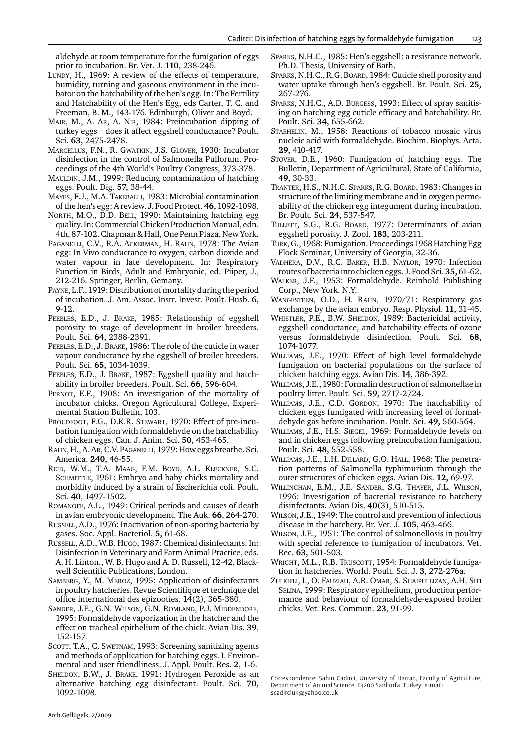aldehyde at room temperature for the fumigation of eggs prior to incubation. Br. Vet. J. **110**, 238-246.

LUNDY, H., 1969: A review of the effects of temperature, humidity, turning and gaseous environment in the incubator on the hatchability of the hen's egg. In: The Fertility and Hatchability of the Hen's Egg, eds Carter, T. C. and Freeman, B. M., 143-176. Edinburgh, Oliver and Boyd.

MAIR, M., A. AR, A. NIR, 1984: Preincubation dipping of turkey eggs – does it affect eggshell conductance? Poult. Sci. **63**, 2475-2478.

MARCELLUS, F.N., R. GWATKIN, J.S. GLOVER, 1930: Incubator disinfection in the control of Salmonella Pullorum. Proceedings of the 4th World's Poultry Congress, 373-378.

MAULDIN, J.M., 1999: Reducing contamination of hatching eggs. Poult. Dig. **57**, 38-44.

MAYES, F.J., M.A. TAKEBALLI, 1983: Microbial contamination of the hen's egg: A review. J. Food Protect. **46**, 1092-1098.

NORTH, M.O., D.D. BELL, 1990: Maintaining hatching egg quality. In: Commercial Chicken Production Manual, edn. 4th, 87-102. Chapman & Hall, One Penn Plaza, New York.

PAGANELLI, C.V., R.A. ACKERMAN, H. RAHN, 1978: The Avian egg: In Vivo conductance to oxygen, carbon dioxide and water vapour in late development. In: Respiratory Function in Birds, Adult and Embryonic, ed. Piiper, J., 212-216. Springer, Berlin, Gemany.

PAYNE, L.F., 1919: Distribution of mortality during the period of incubation. J. Am. Assoc. Instr. Invest. Poult. Husb. **6**, 9-12.

PEEBLES, E.D., J. BRAKE, 1985: Relationship of eggshell porosity to stage of development in broiler breeders. Poult. Sci. **64**, 2388-2391.

PEEBLES, E.D., J. BRAKE, 1986: The role of the cuticle in water vapour conductance by the eggshell of broiler breeders. Poult. Sci. **65**, 1034-1039.

PEEBLES, E.D., J. BRAKE, 1987: Eggshell quality and hatchability in broiler breeders. Poult. Sci. **66**, 596-604.

PERNOT, E.F., 1908: An investigation of the mortality of incubator chicks. Oregon Agricultural College, Experimental Station Bulletin, 103.

PROUDFOOT, F.G., D.K.R. STEWART, 1970: Effect of pre-incubation fumigation with formaldehyde on the hatchability of chicken eggs. Can. J. Anim. Sci. **50**, 453-465.

RAHN, H., A. AR, C.V. PAGANELLI, 1979: How eggs breathe. Sci. America. **240**, 46-55.

REID, W.M., T.A. MAAG, F.M. BOYD, A.L. KLECKNER, S.C. SCHMITTLE, 1961: Embryo and baby chicks mortality and morbidity induced by a strain of Escherichia coli. Poult. Sci. **40**, 1497-1502.

ROMANOFF, A.L., 1949: Critical periods and causes of death in avian embryonic development. The Auk. **66**, 264-270.

RUSSELL, A.D., 1976: Inactivation of non-sporing bacteria by gases. Soc. Appl. Bacteriol. **5**, 61-68.

RUSSELL, A.D., W.B. HUGO, 1987: Chemical disinfectants. In: Disinfection in Veterinary and Farm Animal Practice, eds. A. H. Linton., W. B. Hugo and A. D. Russell, 12-42. Blackwell Scientific Publications, London.

SAMBERG, Y., M. MEROZ, 1995: Application of disinfectants in poultry hatcheries. Revue Scientifique et technique del office international des epizooties. **14**(2), 365-380.

SANDER, J.E., G.N. WILSON, G.N. ROMLAND, P.J. MIDDENDORF, 1995: Formaldehyde vaporization in the hatcher and the effect on tracheal epithelium of the chick. Avian Dis. **39**, 152-157.

SCOTT, T.A., C. SWETNAM, 1993: Screening sanitizing agents and methods of application for hatching eggs. I. Environmental and user friendliness. J. Appl. Poult. Res. **2**, 1-6.

SHELDON, B.W., J. BRAKE, 1991: Hydrogen Peroxide as an alternative hatching egg disinfectant. Poult. Sci. **70**, 1092-1098.

SPARKS, N.H.C., 1985: Hen's eggshell: a resistance network. Ph.D. Thesis, University of Bath.

SPARKS, N.H.C., R.G. BOARD, 1984: Cuticle shell porosity and water uptake through hen's eggshell. Br. Poult. Sci. **25**, 267-276.

SPARKS, N.H.C., A.D. BURGESS, 1993: Effect of spray sanitising on hatching egg cuticle efficacy and hatchability. Br. Poult. Sci. **34**, 655-662.

STAEHELIN, M., 1958: Reactions of tobacco mosaic virus nucleic acid with formaldehyde. Biochim. Biophys. Acta. **29**, 410-417.

STOVER, D.E., 1960: Fumigation of hatching eggs. The Bulletin, Department of Agricultural, State of California, **49**, 30-33.

TRANTER, H.S., N.H.C. SPARKS, R.G. BOARD, 1983: Changes in structure of the limiting membrane and in oxygen permeability of the chicken egg integument during incubation. Br. Poult. Sci. **24**, 537-547.

TULLETT, S.G., R.G. BOARD, 1977: Determinants of avian eggshell porosity. J. Zool. **183**, 203-211.

TURK, G., 1968: Fumigation. Proceedings 1968 Hatching Egg Flock Seminar, University of Georgia, 32-36.

VADHERA, D.V., R.C. BAKER, H.B. NAYLOR, 1970: Infection routes of bacteria into chicken eggs. J. Food Sci. **35**, 61-62.

WALKER, J.F., 1953: Formaldehyde. Reinhold Publishing Corp., New York. N.Y.

WANGESTEEN, O.D., H. RAHN, 1970/71: Respiratory gas exchange by the avian embryo. Resp. Physiol. **11**, 31-45.

WHISTLER, P.E., B.W. SHELDON, 1989: Bactericidal activity, eggshell conductance, and hatchability effects of ozone versus formaldehyde disinfection. Poult. Sci. **68**, 1074-1077.

WILLIAMS, J.E., 1970: Effect of high level formaldehyde fumigation on bacterial populations on the surface of chicken hatching eggs. Avian Dis. **14**, 386-392.

WILLIAMS, J.E., 1980: Formalin destruction of salmonellae in poultry litter. Poult. Sci. **59**, 2717-2724.

WILLIAMS, J.E., C.D. GORDON, 1970: The hatchability of chicken eggs fumigated with increasing level of formaldehyde gas before incubation. Poult. Sci. **49**, 560-564.

WILLIAMS, J.E., H.S. SIEGEL, 1969: Formaldehyde levels on and in chicken eggs following preincubation fumigation. Poult. Sci. **48**, 552-558.

WILLIAMS, J.E., L.H. DILLARD, G.O. HALL, 1968: The penetration patterns of Salmonella typhimurium through the outer structures of chicken eggs. Avian Dis. **12**, 69-97.

WILLINGHAN, E.M., J.E. SANDER, S.G. THAYER, J.L. WILSON, 1996: Investigation of bacterial resistance to hatchery disinfectants. Avian Dis. **40**(3), 510-515.

WILSON, J.E., 1949: The control and prevention of infectious disease in the hatchery. Br. Vet. J. **105**, 463-466.

WILSON, J.E., 1951: The control of salmonellosis in poultry with special reference to fumigation of incubators. Vet. Rec. **63**, 501-503.

WRIGHT, M.L., R.B. TRUSCOTT, 1954: Formaldehyde fumigation in hatcheries. World. Poult. Sci. J. **3**, 272-276a.

ZULKIFLI, I., O. FAUZIAH, A.R. OMAR, S. SHAIPULLIZAN, A.H. SITI SELINA, 1999: Respiratory epithelium, production performance and behaviour of formaldehyde-exposed broiler chicks. Vet. Res. Commun. **23**, 91-99.

Correspondence: Sahin Cadirci, University of Harran, Faculty of Agriculture, Department of Animal Science, 63200 Sanliurfa, Turkey; e-mail: scadirciuk@yahoo.co.uk